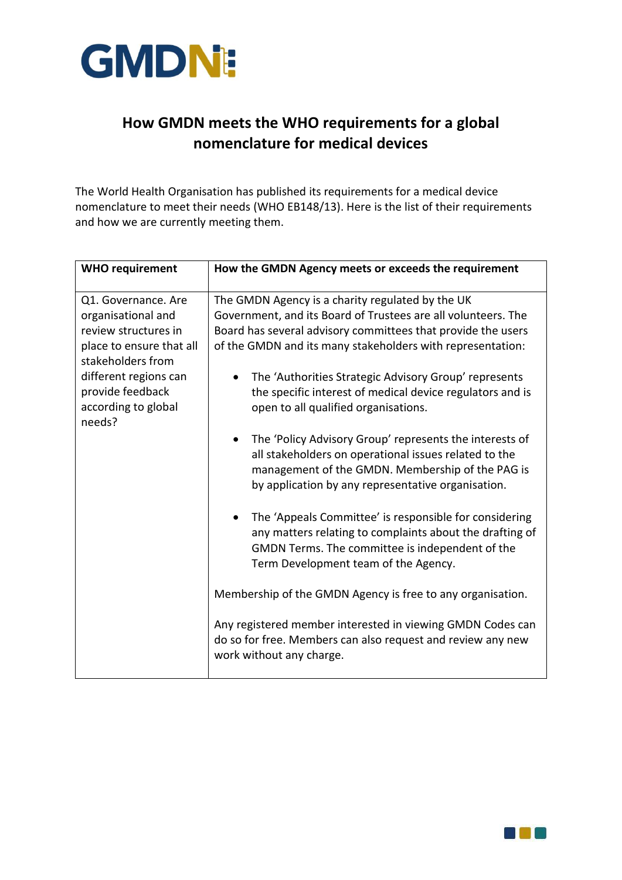# How GMDN meets the WHO requirements for a global nomenclature for medical devices

The World Health Organisation has published its requirements for a medical device nomenclature to meet their needs (WHO EB148/13). Here is the list of their requirements and how we are currently meeting them.

| WHO requirement | How the GMDN Agency meets or exceeds the requirement |
|---|---|
| Q1. Governance. Are organisational and review structures in place to ensure that all stakeholders from different regions can provide feedback according to global needs? | The GMDN Agency is a charity regulated by the UK Government, and its Board of Trustees are all volunteers. The Board has several advisory committees that provide the users of the GMDN and its many stakeholders with representation:<br><br>• The 'Authorities Strategic Advisory Group' represents the specific interest of medical device regulators and is open to all qualified organisations.<br><br>• The 'Policy Advisory Group' represents the interests of all stakeholders on operational issues related to the management of the GMDN. Membership of the PAG is by application by any representative organisation.<br><br>• The 'Appeals Committee' is responsible for considering any matters relating to complaints about the drafting of GMDN Terms. The committee is independent of the Term Development team of the Agency.<br><br>Membership of the GMDN Agency is free to any organisation.<br><br>Any registered member interested in viewing GMDN Codes can do so for free. Members can also request and review any new work without any charge. |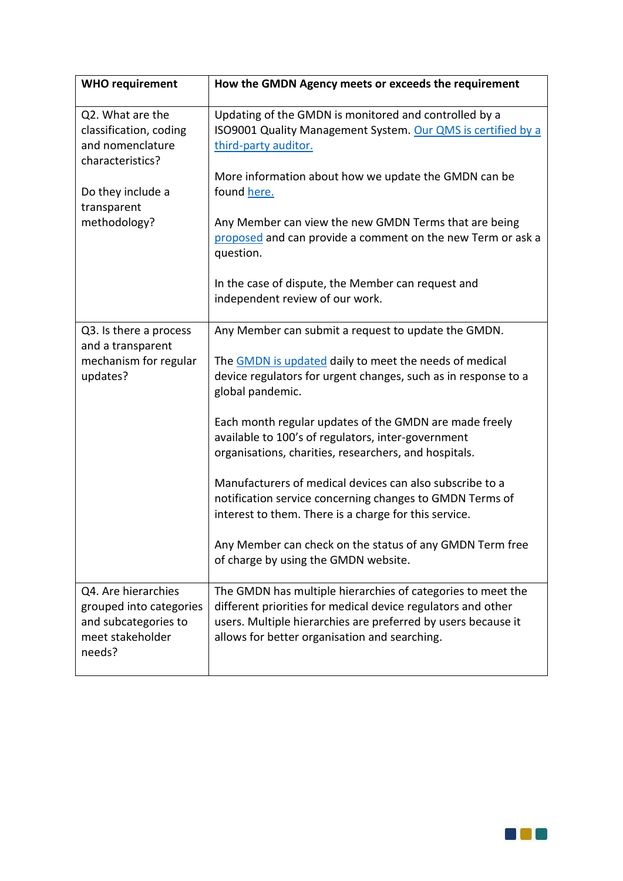| WHO requirement | How the GMDN Agency meets or exceeds the requirement |
| --- | --- |
| Q2. What are the classification, coding and nomenclature characteristics?<br><br>Do they include a transparent methodology? | Updating of the GMDN is monitored and controlled by a ISO9001 Quality Management System. Our QMS is certified by a third-party auditor.<br><br>More information about how we update the GMDN can be found here.<br><br>Any Member can view the new GMDN Terms that are being proposed and can provide a comment on the new Term or ask a question.<br><br>In the case of dispute, the Member can request and independent review of our work. |
| Q3. Is there a process and a transparent mechanism for regular updates? | Any Member can submit a request to update the GMDN.<br><br>The GMDN is updated daily to meet the needs of medical device regulators for urgent changes, such as in response to a global pandemic.<br><br>Each month regular updates of the GMDN are made freely available to 100's of regulators, inter-government organisations, charities, researchers, and hospitals.<br><br>Manufacturers of medical devices can also subscribe to a notification service concerning changes to GMDN Terms of interest to them. There is a charge for this service.<br><br>Any Member can check on the status of any GMDN Term free of charge by using the GMDN website. |
| Q4. Are hierarchies grouped into categories and subcategories to meet stakeholder needs? | The GMDN has multiple hierarchies of categories to meet the different priorities for medical device regulators and other users. Multiple hierarchies are preferred by users because it allows for better organisation and searching. |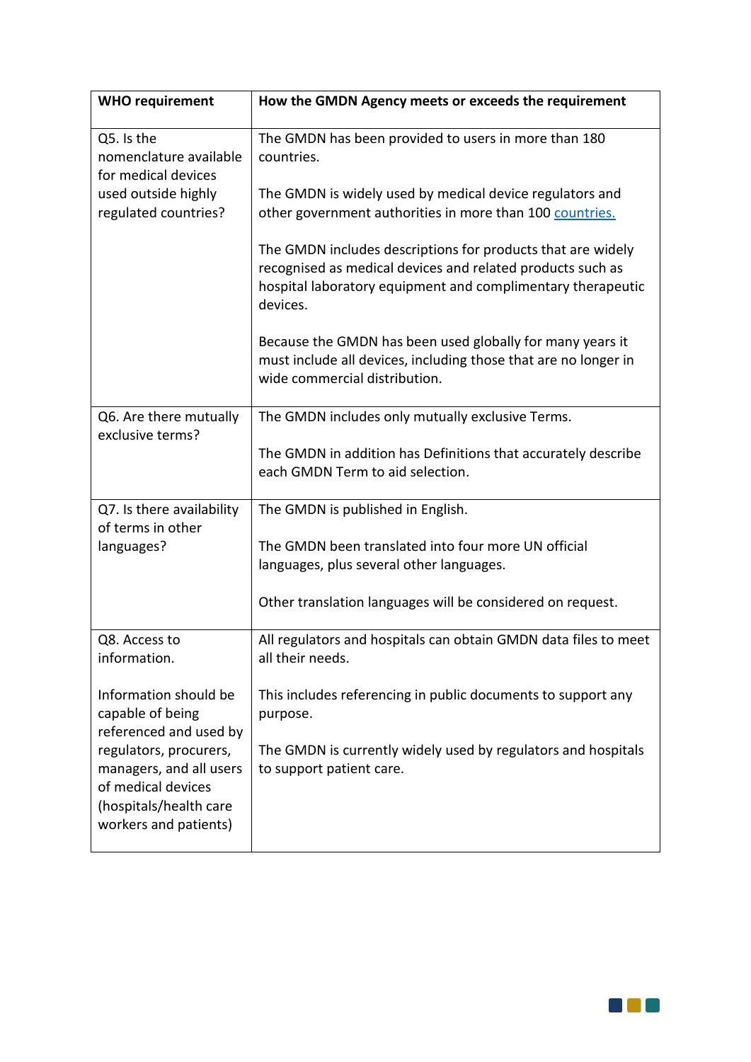| WHO requirement | How the GMDN Agency meets or exceeds the requirement |
|---|---|
| Q5. Is the nomenclature available for medical devices used outside highly regulated countries? | The GMDN has been provided to users in more than 180 countries.<br><br>The GMDN is widely used by medical device regulators and other government authorities in more than 100 countries.<br><br>The GMDN includes descriptions for products that are widely recognised as medical devices and related products such as hospital laboratory equipment and complimentary therapeutic devices.<br><br>Because the GMDN has been used globally for many years it must include all devices, including those that are no longer in wide commercial distribution. |
| Q6. Are there mutually exclusive terms? | The GMDN includes only mutually exclusive Terms.<br><br>The GMDN in addition has Definitions that accurately describe each GMDN Term to aid selection. |
| Q7. Is there availability of terms in other languages? | The GMDN is published in English.<br><br>The GMDN been translated into four more UN official languages, plus several other languages.<br><br>Other translation languages will be considered on request. |
| Q8. Access to information.<br><br>Information should be capable of being referenced and used by regulators, procurers, managers, and all users of medical devices (hospitals/health care workers and patients) | All regulators and hospitals can obtain GMDN data files to meet all their needs.<br><br>This includes referencing in public documents to support any purpose.<br><br>The GMDN is currently widely used by regulators and hospitals to support patient care. |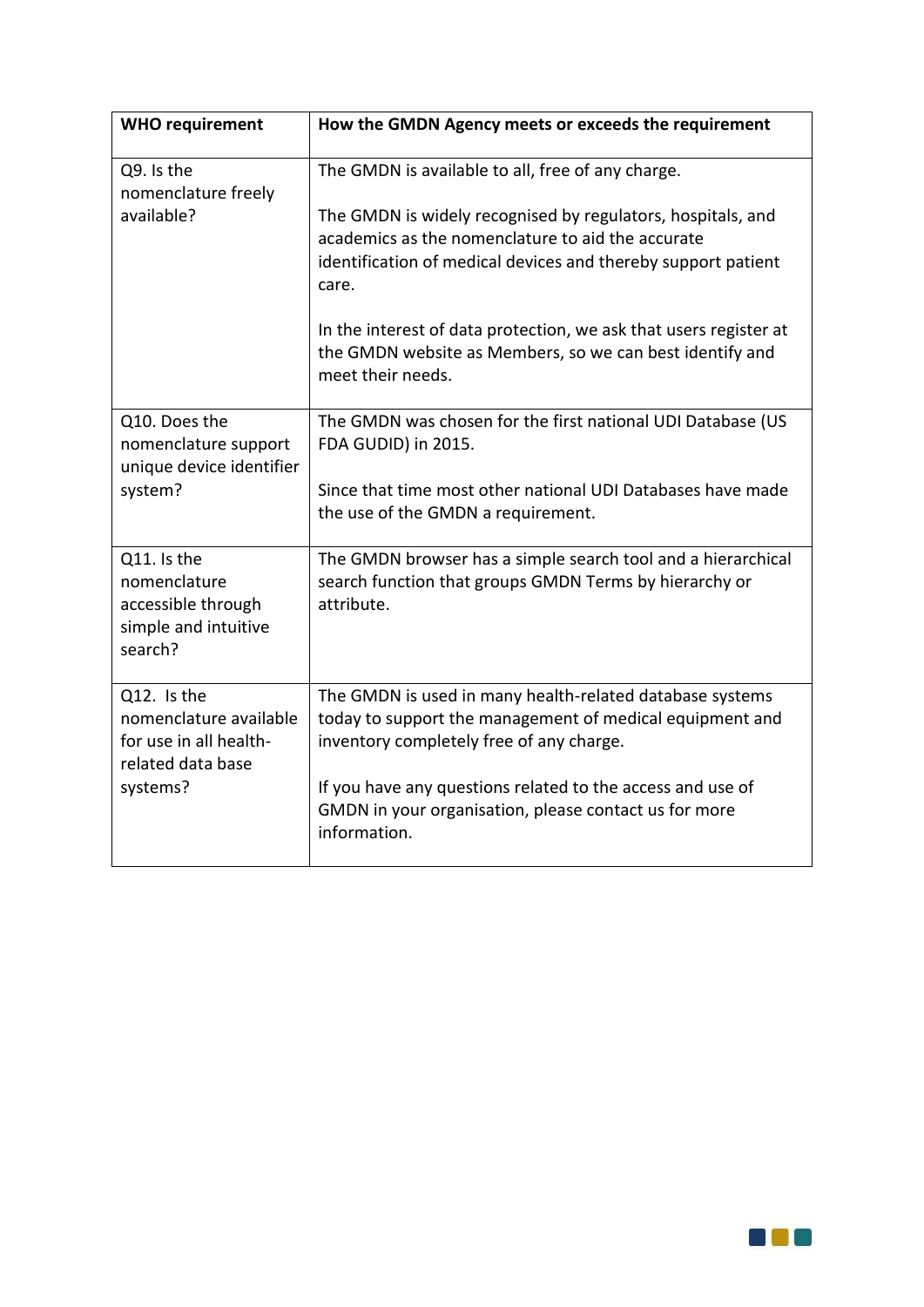| WHO requirement | How the GMDN Agency meets or exceeds the requirement |
|---|---|
| Q9. Is the nomenclature freely available? | The GMDN is available to all, free of any charge.<br><br>The GMDN is widely recognised by regulators, hospitals, and academics as the nomenclature to aid the accurate identification of medical devices and thereby support patient care.<br><br>In the interest of data protection, we ask that users register at the GMDN website as Members, so we can best identify and meet their needs. |
| Q10. Does the nomenclature support unique device identifier system? | The GMDN was chosen for the first national UDI Database (US FDA GUDID) in 2015.<br><br>Since that time most other national UDI Databases have made the use of the GMDN a requirement. |
| Q11. Is the nomenclature accessible through simple and intuitive search? | The GMDN browser has a simple search tool and a hierarchical search function that groups GMDN Terms by hierarchy or attribute. |
| Q12. Is the nomenclature available for use in all health-related data base systems? | The GMDN is used in many health-related database systems today to support the management of medical equipment and inventory completely free of any charge.<br><br>If you have any questions related to the access and use of GMDN in your organisation, please contact us for more information. |